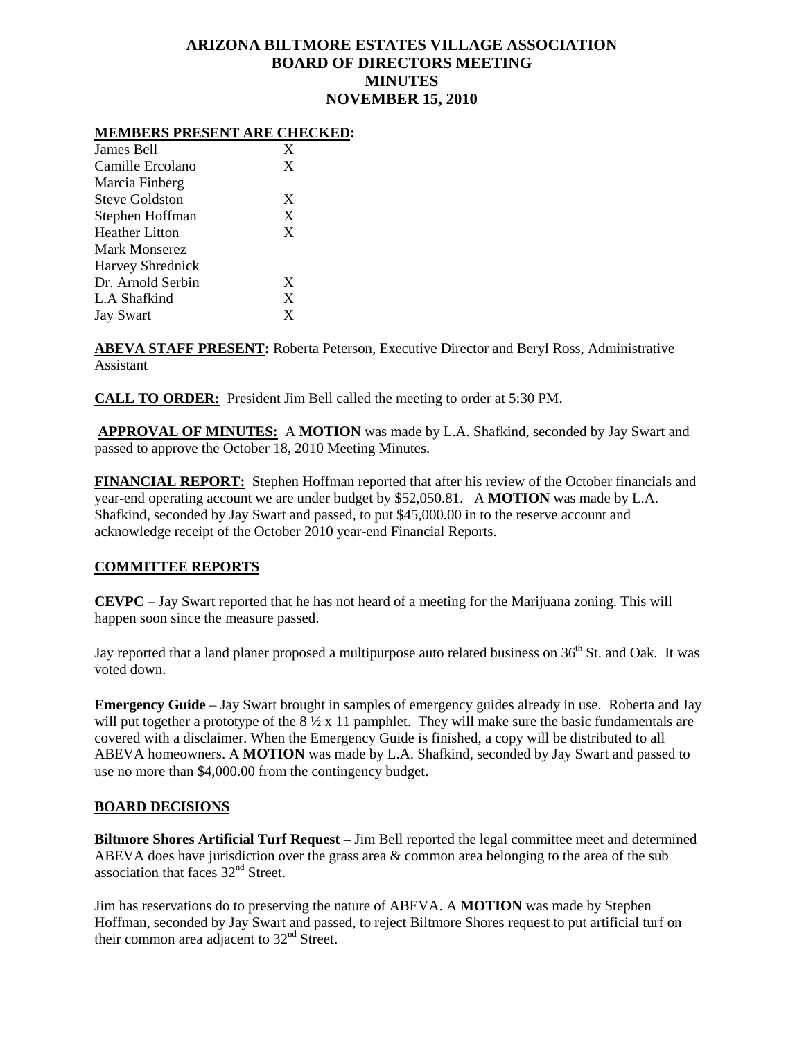# ARIZONA BILTMORE ESTATES VILLAGE ASSOCIATION
# BOARD OF DIRECTORS MEETING
# MINUTES
# NOVEMBER 15, 2010

**MEMBERS PRESENT ARE CHECKED:**

| | |
|---|---|
| James Bell | X |
| Camille Ercolano | X |
| Marcia Finberg | |
| Steve Goldston | X |
| Stephen Hoffman | X |
| Heather Litton | X |
| Mark Monserez | |
| Harvey Shrednick | |
| Dr. Arnold Serbin | X |
| L.A Shafkind | X |
| Jay Swart | X |

**ABEVA STAFF PRESENT:** Roberta Peterson, Executive Director and Beryl Ross, Administrative Assistant

**CALL TO ORDER:** President Jim Bell called the meeting to order at 5:30 PM.

**APPROVAL OF MINUTES:** A **MOTION** was made by L.A. Shafkind, seconded by Jay Swart and passed to approve the October 18, 2010 Meeting Minutes.

**FINANCIAL REPORT:** Stephen Hoffman reported that after his review of the October financials and year-end operating account we are under budget by $52,050.81. A **MOTION** was made by L.A. Shafkind, seconded by Jay Swart and passed, to put $45,000.00 in to the reserve account and acknowledge receipt of the October 2010 year-end Financial Reports.

## COMMITTEE REPORTS

**CEVPC –** Jay Swart reported that he has not heard of a meeting for the Marijuana zoning. This will happen soon since the measure passed.

Jay reported that a land planer proposed a multipurpose auto related business on 36th St. and Oak. It was voted down.

**Emergency Guide** – Jay Swart brought in samples of emergency guides already in use. Roberta and Jay will put together a prototype of the 8 ½ x 11 pamphlet. They will make sure the basic fundamentals are covered with a disclaimer. When the Emergency Guide is finished, a copy will be distributed to all ABEVA homeowners. A **MOTION** was made by L.A. Shafkind, seconded by Jay Swart and passed to use no more than $4,000.00 from the contingency budget.

## BOARD DECISIONS

**Biltmore Shores Artificial Turf Request –** Jim Bell reported the legal committee meet and determined ABEVA does have jurisdiction over the grass area & common area belonging to the area of the sub association that faces 32nd Street.

Jim has reservations do to preserving the nature of ABEVA. A **MOTION** was made by Stephen Hoffman, seconded by Jay Swart and passed, to reject Biltmore Shores request to put artificial turf on their common area adjacent to 32nd Street.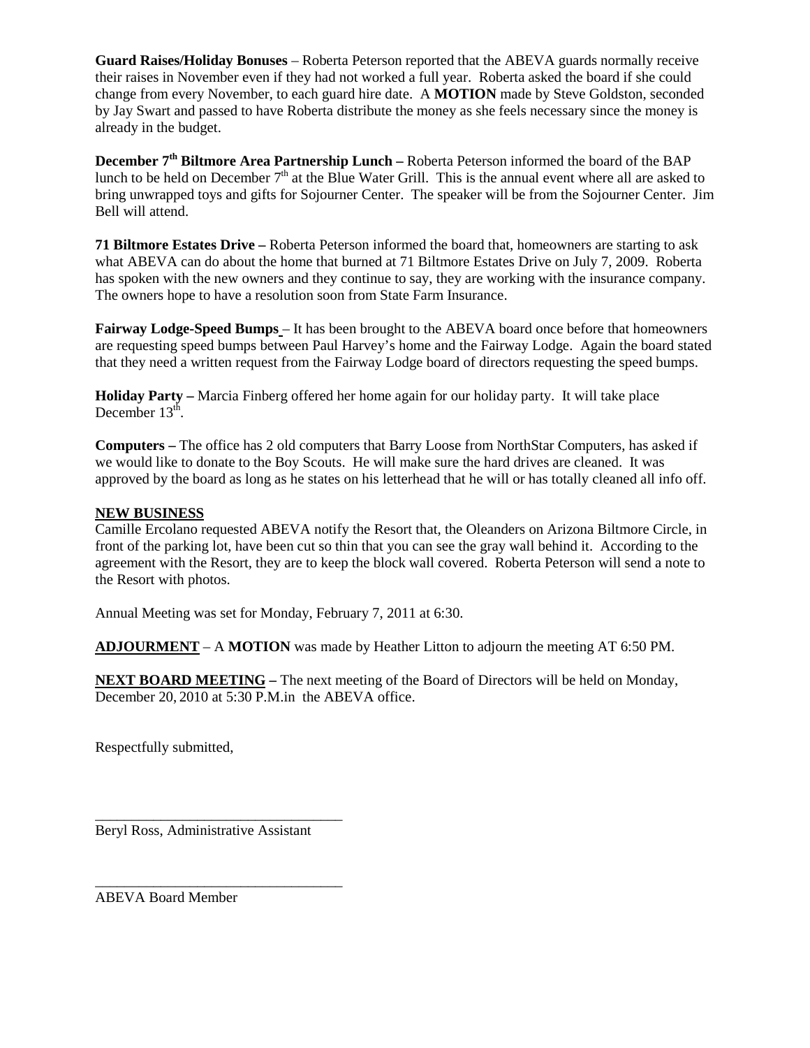**Guard Raises/Holiday Bonuses** – Roberta Peterson reported that the ABEVA guards normally receive their raises in November even if they had not worked a full year. Roberta asked the board if she could change from every November, to each guard hire date. A **MOTION** made by Steve Goldston, seconded by Jay Swart and passed to have Roberta distribute the money as she feels necessary since the money is already in the budget.

**December 7th Biltmore Area Partnership Lunch –** Roberta Peterson informed the board of the BAP lunch to be held on December 7th at the Blue Water Grill. This is the annual event where all are asked to bring unwrapped toys and gifts for Sojourner Center. The speaker will be from the Sojourner Center. Jim Bell will attend.

**71 Biltmore Estates Drive –** Roberta Peterson informed the board that, homeowners are starting to ask what ABEVA can do about the home that burned at 71 Biltmore Estates Drive on July 7, 2009. Roberta has spoken with the new owners and they continue to say, they are working with the insurance company. The owners hope to have a resolution soon from State Farm Insurance.

**Fairway Lodge-Speed Bumps** – It has been brought to the ABEVA board once before that homeowners are requesting speed bumps between Paul Harvey's home and the Fairway Lodge. Again the board stated that they need a written request from the Fairway Lodge board of directors requesting the speed bumps.

**Holiday Party –** Marcia Finberg offered her home again for our holiday party. It will take place December 13th.

**Computers –** The office has 2 old computers that Barry Loose from NorthStar Computers, has asked if we would like to donate to the Boy Scouts. He will make sure the hard drives are cleaned. It was approved by the board as long as he states on his letterhead that he will or has totally cleaned all info off.

**NEW BUSINESS**

Camille Ercolano requested ABEVA notify the Resort that, the Oleanders on Arizona Biltmore Circle, in front of the parking lot, have been cut so thin that you can see the gray wall behind it. According to the agreement with the Resort, they are to keep the block wall covered. Roberta Peterson will send a note to the Resort with photos.

Annual Meeting was set for Monday, February 7, 2011 at 6:30.

**ADJOURMENT** – A **MOTION** was made by Heather Litton to adjourn the meeting AT 6:50 PM.

**NEXT BOARD MEETING –** The next meeting of the Board of Directors will be held on Monday, December 20, 2010 at 5:30 P.M.in the ABEVA office.

Respectfully submitted,

\_\_\_\_\_\_\_\_\_\_\_\_\_\_\_\_\_\_\_\_\_\_\_\_\_\_\_\_\_\_\_\_\_\_\_

Beryl Ross, Administrative Assistant

\_\_\_\_\_\_\_\_\_\_\_\_\_\_\_\_\_\_\_\_\_\_\_\_\_\_\_\_\_\_\_\_\_\_\_

ABEVA Board Member